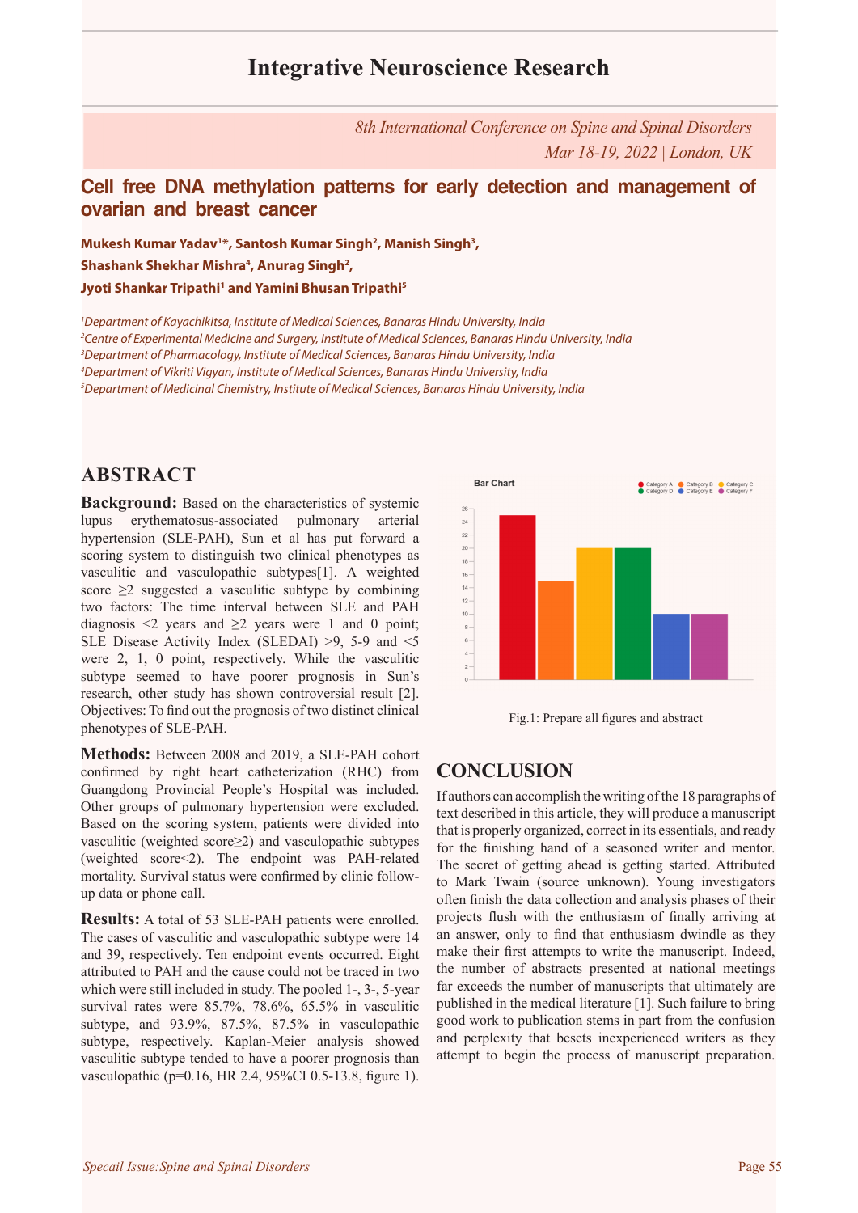# Integrative Neuroscience Research

*8th International Conference on Spine and Spinal Disorders*
*Mar 18-19, 2022 | London, UK*

## Cell free DNA methylation patterns for early detection and management of ovarian and breast cancer

**Mukesh Kumar Yadav[1]*, Santosh Kumar Singh[2], Manish Singh[3], Shashank Shekhar Mishra[4], Anurag Singh[2], Jyoti Shankar Tripathi[1] and Yamini Bhusan Tripathi[5]**

*[1]Department of Kayachikitsa, Institute of Medical Sciences, Banaras Hindu University, India*
*[2]Centre of Experimental Medicine and Surgery, Institute of Medical Sciences, Banaras Hindu University, India*
*[3]Department of Pharmacology, Institute of Medical Sciences, Banaras Hindu University, India*
*[4]Department of Vikriti Vigyan, Institute of Medical Sciences, Banaras Hindu University, India*
*[5]Department of Medicinal Chemistry, Institute of Medical Sciences, Banaras Hindu University, India*

## ABSTRACT

**Background:** Based on the characteristics of systemic lupus erythematosus-associated pulmonary arterial hypertension (SLE-PAH), Sun et al has put forward a scoring system to distinguish two clinical phenotypes as vasculitic and vasculopathic subtypes[1]. A weighted score ≥2 suggested a vasculitic subtype by combining two factors: The time interval between SLE and PAH diagnosis <2 years and ≥2 years were 1 and 0 point; SLE Disease Activity Index (SLEDAI) >9, 5-9 and <5 were 2, 1, 0 point, respectively. While the vasculitic subtype seemed to have poorer prognosis in Sun's research, other study has shown controversial result [2]. Objectives: To find out the prognosis of two distinct clinical phenotypes of SLE-PAH.

**Methods:** Between 2008 and 2019, a SLE-PAH cohort confirmed by right heart catheterization (RHC) from Guangdong Provincial People's Hospital was included. Other groups of pulmonary hypertension were excluded. Based on the scoring system, patients were divided into vasculitic (weighted score≥2) and vasculopathic subtypes (weighted score<2). The endpoint was PAH-related mortality. Survival status were confirmed by clinic follow-up data or phone call.

**Results:** A total of 53 SLE-PAH patients were enrolled. The cases of vasculitic and vasculopathic subtype were 14 and 39, respectively. Ten endpoint events occurred. Eight attributed to PAH and the cause could not be traced in two which were still included in study. The pooled 1-, 3-, 5-year survival rates were 85.7%, 78.6%, 65.5% in vasculitic subtype, and 93.9%, 87.5%, 87.5% in vasculopathic subtype, respectively. Kaplan-Meier analysis showed vasculitic subtype tended to have a poorer prognosis than vasculopathic (p=0.16, HR 2.4, 95%CI 0.5-13.8, figure 1).

Bar Chart

Category A
Category B
Category C
Category D
Category E
Category F

0
2
4
6
8
10
12
14
16
18
20
22
24
26

Fig.1: Prepare all figures and abstract

## CONCLUSION

If authors can accomplish the writing of the 18 paragraphs of text described in this article, they will produce a manuscript that is properly organized, correct in its essentials, and ready for the finishing hand of a seasoned writer and mentor. The secret of getting ahead is getting started. Attributed to Mark Twain (source unknown). Young investigators often finish the data collection and analysis phases of their projects flush with the enthusiasm of finally arriving at an answer, only to find that enthusiasm dwindle as they make their first attempts to write the manuscript. Indeed, the number of abstracts presented at national meetings far exceeds the number of manuscripts that ultimately are published in the medical literature [1]. Such failure to bring good work to publication stems in part from the confusion and perplexity that besets inexperienced writers as they attempt to begin the process of manuscript preparation.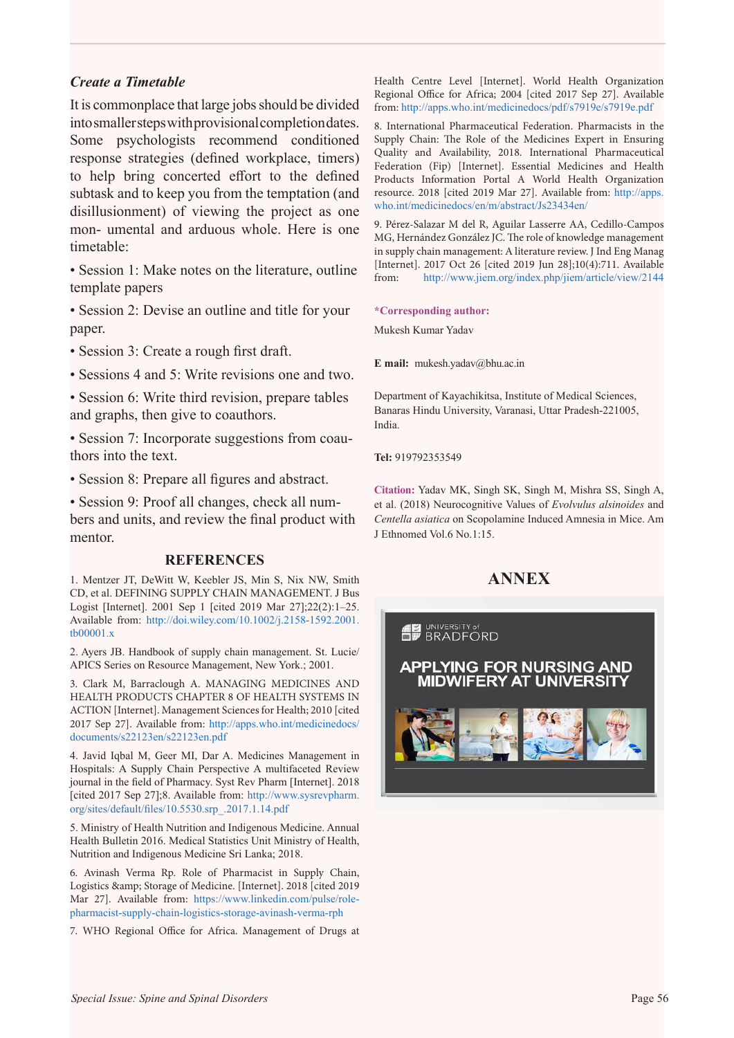### *Create a Timetable*

It is commonplace that large jobs should be divided into smaller steps with provisional completion dates. Some psychologists recommend conditioned response strategies (defined workplace, timers) to help bring concerted effort to the defined subtask and to keep you from the temptation (and disillusionment) of viewing the project as one mon- umental and arduous whole. Here is one timetable:

- Session 1: Make notes on the literature, outline template papers
- Session 2: Devise an outline and title for your paper.
- Session 3: Create a rough first draft.
- Sessions 4 and 5: Write revisions one and two.
- Session 6: Write third revision, prepare tables and graphs, then give to coauthors.
- Session 7: Incorporate suggestions from coau- thors into the text.
- Session 8: Prepare all figures and abstract.
- Session 9: Proof all changes, check all num- bers and units, and review the final product with mentor.

## REFERENCES

1. Mentzer JT, DeWitt W, Keebler JS, Min S, Nix NW, Smith CD, et al. DEFINING SUPPLY CHAIN MANAGEMENT. J Bus Logist [Internet]. 2001 Sep 1 [cited 2019 Mar 27];22(2):1–25. Available from: http://doi.wiley.com/10.1002/j.2158-1592.2001.tb00001.x

2. Ayers JB. Handbook of supply chain management. St. Lucie/ APICS Series on Resource Management, New York.; 2001.

3. Clark M, Barraclough A. MANAGING MEDICINES AND HEALTH PRODUCTS CHAPTER 8 OF HEALTH SYSTEMS IN ACTION [Internet]. Management Sciences for Health; 2010 [cited 2017 Sep 27]. Available from: http://apps.who.int/medicinedocs/documents/s22123en/s22123en.pdf

4. Javid Iqbal M, Geer MI, Dar A. Medicines Management in Hospitals: A Supply Chain Perspective A multifaceted Review journal in the field of Pharmacy. Syst Rev Pharm [Internet]. 2018 [cited 2017 Sep 27];8. Available from: http://www.sysrevpharm.org/sites/default/files/10.5530.srp_.2017.1.14.pdf

5. Ministry of Health Nutrition and Indigenous Medicine. Annual Health Bulletin 2016. Medical Statistics Unit Ministry of Health, Nutrition and Indigenous Medicine Sri Lanka; 2018.

6. Avinash Verma Rp. Role of Pharmacist in Supply Chain, Logistics &amp; Storage of Medicine. [Internet]. 2018 [cited 2019 Mar 27]. Available from: https://www.linkedin.com/pulse/role-pharmacist-supply-chain-logistics-storage-avinash-verma-rph

7. WHO Regional Office for Africa. Management of Drugs at Health Centre Level [Internet]. World Health Organization Regional Office for Africa; 2004 [cited 2017 Sep 27]. Available from: http://apps.who.int/medicinedocs/pdf/s7919e/s7919e.pdf

8. International Pharmaceutical Federation. Pharmacists in the Supply Chain: The Role of the Medicines Expert in Ensuring Quality and Availability, 2018. International Pharmaceutical Federation (Fip) [Internet]. Essential Medicines and Health Products Information Portal A World Health Organization resource. 2018 [cited 2019 Mar 27]. Available from: http://apps.who.int/medicinedocs/en/m/abstract/Js23434en/

9. Pérez-Salazar M del R, Aguilar Lasserre AA, Cedillo-Campos MG, Hernández González JC. The role of knowledge management in supply chain management: A literature review. J Ind Eng Manag [Internet]. 2017 Oct 26 [cited 2019 Jun 28];10(4):711. Available from: http://www.jiem.org/index.php/jiem/article/view/2144

**\*Corresponding author:**

Mukesh Kumar Yadav

**E mail:** mukesh.yadav@bhu.ac.in

Department of Kayachikitsa, Institute of Medical Sciences, Banaras Hindu University, Varanasi, Uttar Pradesh-221005, India.

**Tel:** 919792353549

**Citation:** Yadav MK, Singh SK, Singh M, Mishra SS, Singh A, et al. (2018) Neurocognitive Values of *Evolvulus alsinoides* and *Centella asiatica* on Scopolamine Induced Amnesia in Mice. Am J Ethnomed Vol.6 No.1:15.

## ANNEX

UNIVERSITY of BRADFORD

APPLYING FOR NURSING AND MIDWIFERY AT UNIVERSITY